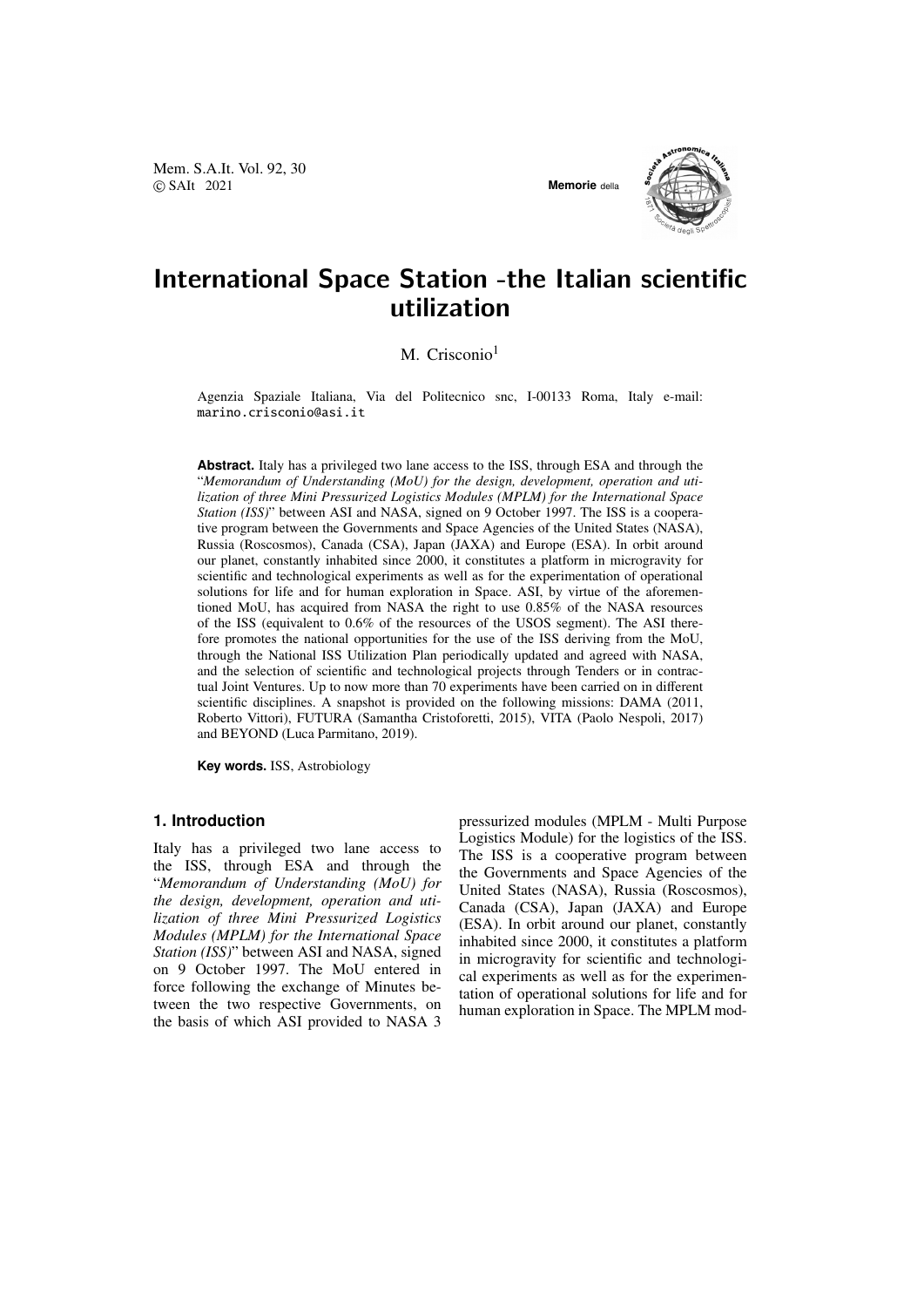# International Space Station -the Italian scientific utilization

M. Crisconio[1]

Agenzia Spaziale Italiana, Via del Politecnico snc, I-00133 Roma, Italy e-mail: marino.crisconio@asi.it

**Abstract.** Italy has a privileged two lane access to the ISS, through ESA and through the "*Memorandum of Understanding (MoU) for the design, development, operation and utilization of three Mini Pressurized Logistics Modules (MPLM) for the International Space Station (ISS)*" between ASI and NASA, signed on 9 October 1997. The ISS is a cooperative program between the Governments and Space Agencies of the United States (NASA), Russia (Roscosmos), Canada (CSA), Japan (JAXA) and Europe (ESA). In orbit around our planet, constantly inhabited since 2000, it constitutes a platform in microgravity for scientific and technological experiments as well as for the experimentation of operational solutions for life and for human exploration in Space. ASI, by virtue of the aforementioned MoU, has acquired from NASA the right to use 0.85% of the NASA resources of the ISS (equivalent to 0.6% of the resources of the USOS segment). The ASI therefore promotes the national opportunities for the use of the ISS deriving from the MoU, through the National ISS Utilization Plan periodically updated and agreed with NASA, and the selection of scientific and technological projects through Tenders or in contractual Joint Ventures. Up to now more than 70 experiments have been carried on in different scientific disciplines. A snapshot is provided on the following missions: DAMA (2011, Roberto Vittori), FUTURA (Samantha Cristoforetti, 2015), VITA (Paolo Nespoli, 2017) and BEYOND (Luca Parmitano, 2019).

**Key words.** ISS, Astrobiology

## 1. Introduction

Italy has a privileged two lane access to the ISS, through ESA and through the "*Memorandum of Understanding (MoU) for the design, development, operation and utilization of three Mini Pressurized Logistics Modules (MPLM) for the International Space Station (ISS)*" between ASI and NASA, signed on 9 October 1997. The MoU entered in force following the exchange of Minutes between the two respective Governments, on the basis of which ASI provided to NASA 3 pressurized modules (MPLM - Multi Purpose Logistics Module) for the logistics of the ISS. The ISS is a cooperative program between the Governments and Space Agencies of the United States (NASA), Russia (Roscosmos), Canada (CSA), Japan (JAXA) and Europe (ESA). In orbit around our planet, constantly inhabited since 2000, it constitutes a platform in microgravity for scientific and technological experiments as well as for the experimentation of operational solutions for life and for human exploration in Space. The MPLM mod-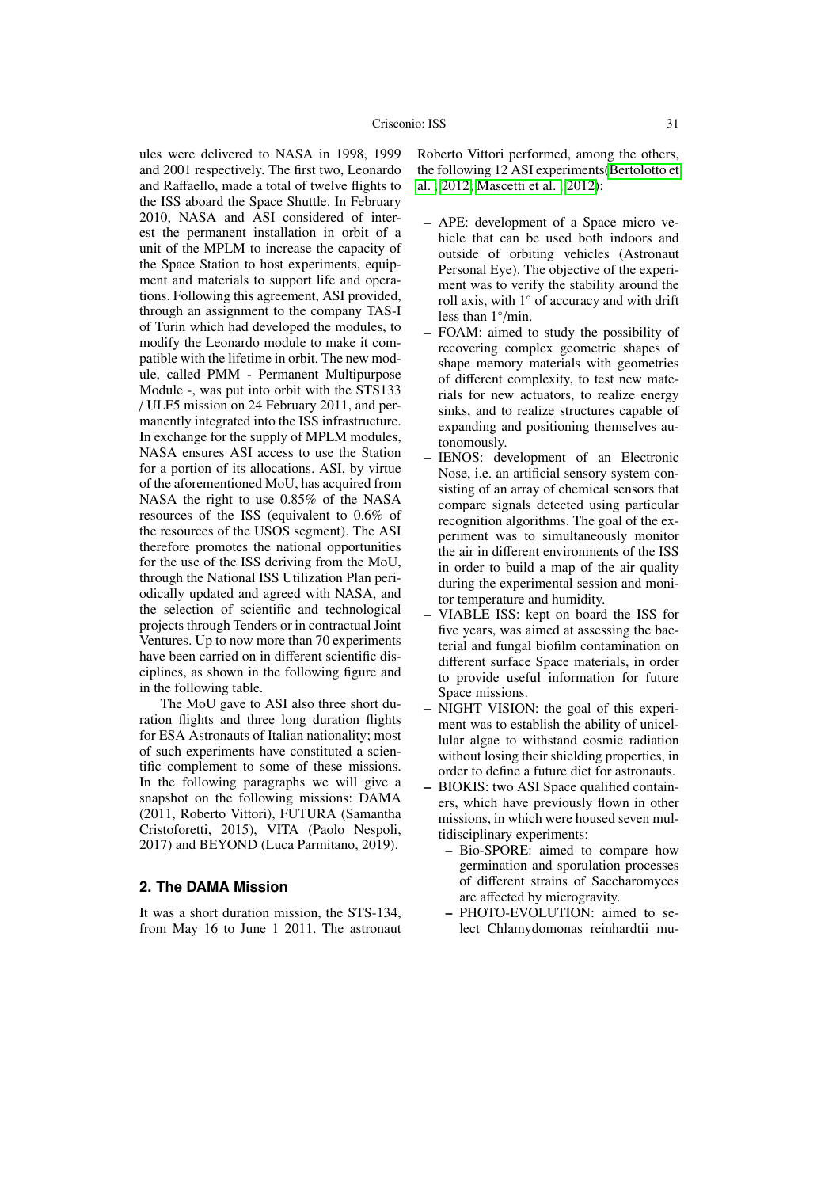ules were delivered to NASA in 1998, 1999 and 2001 respectively. The first two, Leonardo and Raffaello, made a total of twelve flights to the ISS aboard the Space Shuttle. In February 2010, NASA and ASI considered of interest the permanent installation in orbit of a unit of the MPLM to increase the capacity of the Space Station to host experiments, equipment and materials to support life and operations. Following this agreement, ASI provided, through an assignment to the company TAS-I of Turin which had developed the modules, to modify the Leonardo module to make it compatible with the lifetime in orbit. The new module, called PMM - Permanent Multipurpose Module -, was put into orbit with the STS133 / ULF5 mission on 24 February 2011, and permanently integrated into the ISS infrastructure. In exchange for the supply of MPLM modules, NASA ensures ASI access to use the Station for a portion of its allocations. ASI, by virtue of the aforementioned MoU, has acquired from NASA the right to use 0.85% of the NASA resources of the ISS (equivalent to 0.6% of the resources of the USOS segment). The ASI therefore promotes the national opportunities for the use of the ISS deriving from the MoU, through the National ISS Utilization Plan periodically updated and agreed with NASA, and the selection of scientific and technological projects through Tenders or in contractual Joint Ventures. Up to now more than 70 experiments have been carried on in different scientific disciplines, as shown in the following figure and in the following table.

The MoU gave to ASI also three short duration flights and three long duration flights for ESA Astronauts of Italian nationality; most of such experiments have constituted a scientific complement to some of these missions. In the following paragraphs we will give a snapshot on the following missions: DAMA (2011, Roberto Vittori), FUTURA (Samantha Cristoforetti, 2015), VITA (Paolo Nespoli, 2017) and BEYOND (Luca Parmitano, 2019).

## 2. The DAMA Mission

It was a short duration mission, the STS-134, from May 16 to June 1 2011. The astronaut Roberto Vittori performed, among the others, the following 12 ASI experiments(Bertolotto et al. 2012; Mascetti et al. 2012):

- APE: development of a Space micro vehicle that can be used both indoors and outside of orbiting vehicles (Astronaut Personal Eye). The objective of the experiment was to verify the stability around the roll axis, with 1° of accuracy and with drift less than 1°/min.
- FOAM: aimed to study the possibility of recovering complex geometric shapes of shape memory materials with geometries of different complexity, to test new materials for new actuators, to realize energy sinks, and to realize structures capable of expanding and positioning themselves autonomously.
- IENOS: development of an Electronic Nose, i.e. an artificial sensory system consisting of an array of chemical sensors that compare signals detected using particular recognition algorithms. The goal of the experiment was to simultaneously monitor the air in different environments of the ISS in order to build a map of the air quality during the experimental session and monitor temperature and humidity.
- VIABLE ISS: kept on board the ISS for five years, was aimed at assessing the bacterial and fungal biofilm contamination on different surface Space materials, in order to provide useful information for future Space missions.
- NIGHT VISION: the goal of this experiment was to establish the ability of unicellular algae to withstand cosmic radiation without losing their shielding properties, in order to define a future diet for astronauts.
- BIOKIS: two ASI Space qualified containers, which have previously flown in other missions, in which were housed seven multidisciplinary experiments:
  - Bio-SPORE: aimed to compare how germination and sporulation processes of different strains of Saccharomyces are affected by microgravity.
  - PHOTO-EVOLUTION: aimed to select Chlamydomonas reinhardtii mu-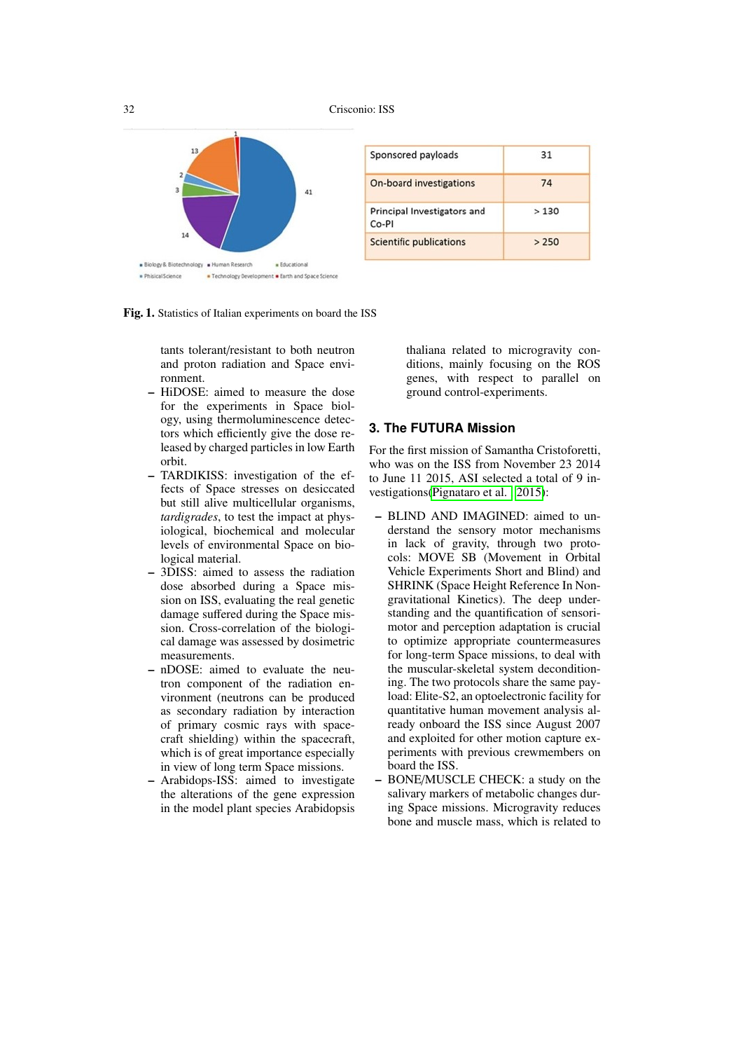| Sponsored payloads | 31 |
|---|---|
| On-board investigations | 74 |
| Principal Investigators and Co-PI | > 130 |
| Scientific publications | > 250 |

**Fig. 1.** Statistics of Italian experiments on board the ISS

tants tolerant/resistant to both neutron and proton radiation and Space environment.

- HiDOSE: aimed to measure the dose for the experiments in Space biology, using thermoluminescence detectors which efficiently give the dose released by charged particles in low Earth orbit.
- TARDIKISS: investigation of the effects of Space stresses on desiccated but still alive multicellular organisms, *tardigrades*, to test the impact at physiological, biochemical and molecular levels of environmental Space on biological material.
- 3DISS: aimed to assess the radiation dose absorbed during a Space mission on ISS, evaluating the real genetic damage suffered during the Space mission. Cross-correlation of the biological damage was assessed by dosimetric measurements.
- nDOSE: aimed to evaluate the neutron component of the radiation environment (neutrons can be produced as secondary radiation by interaction of primary cosmic rays with spacecraft shielding) within the spacecraft, which is of great importance especially in view of long term Space missions.
- Arabidops-ISS: aimed to investigate the alterations of the gene expression in the model plant species Arabidopsis thaliana related to microgravity conditions, mainly focusing on the ROS genes, with respect to parallel on ground control-experiments.

## 3. The FUTURA Mission

For the first mission of Samantha Cristoforetti, who was on the ISS from November 23 2014 to June 11 2015, ASI selected a total of 9 investigations(Pignataro et al. 2015):

- BLIND AND IMAGINED: aimed to understand the sensory motor mechanisms in lack of gravity, through two protocols: MOVE SB (Movement in Orbital Vehicle Experiments Short and Blind) and SHRINK (Space Height Reference In Non-gravitational Kinetics). The deep understanding and the quantification of sensorimotor and perception adaptation is crucial to optimize appropriate countermeasures for long-term Space missions, to deal with the muscular-skeletal system deconditioning. The two protocols share the same payload: Elite-S2, an optoelectronic facility for quantitative human movement analysis already onboard the ISS since August 2007 and exploited for other motion capture experiments with previous crewmembers on board the ISS.
- BONE/MUSCLE CHECK: a study on the salivary markers of metabolic changes during Space missions. Microgravity reduces bone and muscle mass, which is related to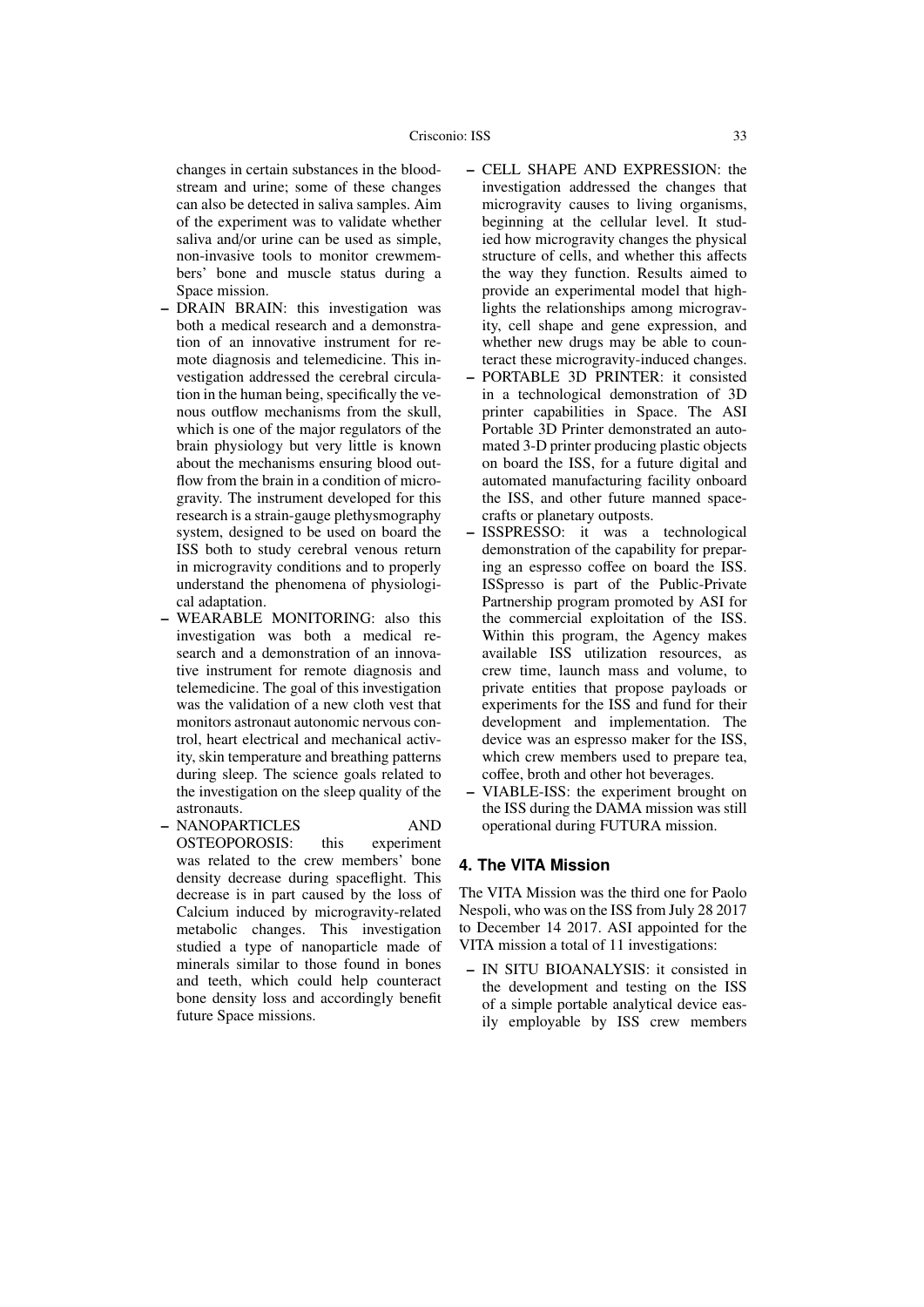changes in certain substances in the bloodstream and urine; some of these changes can also be detected in saliva samples. Aim of the experiment was to validate whether saliva and/or urine can be used as simple, non-invasive tools to monitor crewmembers' bone and muscle status during a Space mission.

- DRAIN BRAIN: this investigation was both a medical research and a demonstration of an innovative instrument for remote diagnosis and telemedicine. This investigation addressed the cerebral circulation in the human being, specifically the venous outflow mechanisms from the skull, which is one of the major regulators of the brain physiology but very little is known about the mechanisms ensuring blood outflow from the brain in a condition of microgravity. The instrument developed for this research is a strain-gauge plethysmography system, designed to be used on board the ISS both to study cerebral venous return in microgravity conditions and to properly understand the phenomena of physiological adaptation.
- WEARABLE MONITORING: also this investigation was both a medical research and a demonstration of an innovative instrument for remote diagnosis and telemedicine. The goal of this investigation was the validation of a new cloth vest that monitors astronaut autonomic nervous control, heart electrical and mechanical activity, skin temperature and breathing patterns during sleep. The science goals related to the investigation on the sleep quality of the astronauts.
- NANOPARTICLES AND OSTEOPOROSIS: this experiment was related to the crew members' bone density decrease during spaceflight. This decrease is in part caused by the loss of Calcium induced by microgravity-related metabolic changes. This investigation studied a type of nanoparticle made of minerals similar to those found in bones and teeth, which could help counteract bone density loss and accordingly benefit future Space missions.
- CELL SHAPE AND EXPRESSION: the investigation addressed the changes that microgravity causes to living organisms, beginning at the cellular level. It studied how microgravity changes the physical structure of cells, and whether this affects the way they function. Results aimed to provide an experimental model that highlights the relationships among microgravity, cell shape and gene expression, and whether new drugs may be able to counteract these microgravity-induced changes.
- PORTABLE 3D PRINTER: it consisted in a technological demonstration of 3D printer capabilities in Space. The ASI Portable 3D Printer demonstrated an automated 3-D printer producing plastic objects on board the ISS, for a future digital and automated manufacturing facility onboard the ISS, and other future manned spacecrafts or planetary outposts.
- ISSPRESSO: it was a technological demonstration of the capability for preparing an espresso coffee on board the ISS. ISSpresso is part of the Public-Private Partnership program promoted by ASI for the commercial exploitation of the ISS. Within this program, the Agency makes available ISS utilization resources, as crew time, launch mass and volume, to private entities that propose payloads or experiments for the ISS and fund for their development and implementation. The device was an espresso maker for the ISS, which crew members used to prepare tea, coffee, broth and other hot beverages.
- VIABLE-ISS: the experiment brought on the ISS during the DAMA mission was still operational during FUTURA mission.

## 4. The VITA Mission

The VITA Mission was the third one for Paolo Nespoli, who was on the ISS from July 28 2017 to December 14 2017. ASI appointed for the VITA mission a total of 11 investigations:

- IN SITU BIOANALYSIS: it consisted in the development and testing on the ISS of a simple portable analytical device easily employable by ISS crew members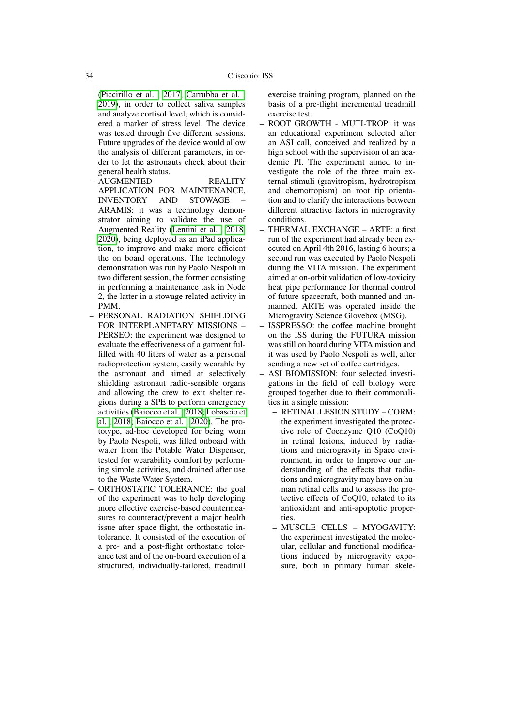(Piccirillo et al. , 2017; Carrubba et al. , 2019), in order to collect saliva samples and analyze cortisol level, which is considered a marker of stress level. The device was tested through five different sessions. Future upgrades of the device would allow the analysis of different parameters, in order to let the astronauts check about their general health status.

- AUGMENTED REALITY APPLICATION FOR MAINTENANCE, INVENTORY AND STOWAGE – ARAMIS: it was a technology demonstrator aiming to validate the use of Augmented Reality (Lentini et al. , 2018, 2020), being deployed as an iPad application, to improve and make more efficient the on board operations. The technology demonstration was run by Paolo Nespoli in two different session, the former consisting in performing a maintenance task in Node 2, the latter in a stowage related activity in PMM.
- PERSONAL RADIATION SHIELDING FOR INTERPLANETARY MISSIONS – PERSEO: the experiment was designed to evaluate the effectiveness of a garment fulfilled with 40 liters of water as a personal radioprotection system, easily wearable by the astronaut and aimed at selectively shielding astronaut radio-sensible organs and allowing the crew to exit shelter regions during a SPE to perform emergency activities (Baiocco et al. , 2018; Lobascio et al. , 2018; Baiocco et al. , 2020). The prototype, ad-hoc developed for being worn by Paolo Nespoli, was filled onboard with water from the Potable Water Dispenser, tested for wearability comfort by performing simple activities, and drained after use to the Waste Water System.
- ORTHOSTATIC TOLERANCE: the goal of the experiment was to help developing more effective exercise-based countermeasures to counteract/prevent a major health issue after space flight, the orthostatic intolerance. It consisted of the execution of a pre- and a post-flight orthostatic tolerance test and of the on-board execution of a structured, individually-tailored, treadmill exercise training program, planned on the basis of a pre-flight incremental treadmill exercise test.
- ROOT GROWTH - MUTI-TROP: it was an educational experiment selected after an ASI call, conceived and realized by a high school with the supervision of an academic PI. The experiment aimed to investigate the role of the three main external stimuli (gravitropism, hydrotropism and chemotropism) on root tip orientation and to clarify the interactions between different attractive factors in microgravity conditions.
- THERMAL EXCHANGE – ARTE: a first run of the experiment had already been executed on April 4th 2016, lasting 6 hours; a second run was executed by Paolo Nespoli during the VITA mission. The experiment aimed at on-orbit validation of low-toxicity heat pipe performance for thermal control of future spacecraft, both manned and unmanned. ARTE was operated inside the Microgravity Science Glovebox (MSG).
- ISSPRESSO: the coffee machine brought on the ISS during the FUTURA mission was still on board during VITA mission and it was used by Paolo Nespoli as well, after sending a new set of coffee cartridges.
- ASI BIOMISSION: four selected investigations in the field of cell biology were grouped together due to their commonalities in a single mission:
  - RETINAL LESION STUDY – CORM: the experiment investigated the protective role of Coenzyme Q10 (CoQ10) in retinal lesions, induced by radiations and microgravity in Space environment, in order to Improve our understanding of the effects that radiations and microgravity may have on human retinal cells and to assess the protective effects of CoQ10, related to its antioxidant and anti-apoptotic properties.
  - MUSCLE CELLS – MYOGAVITY: the experiment investigated the molecular, cellular and functional modifications induced by microgravity exposure, both in primary human skele-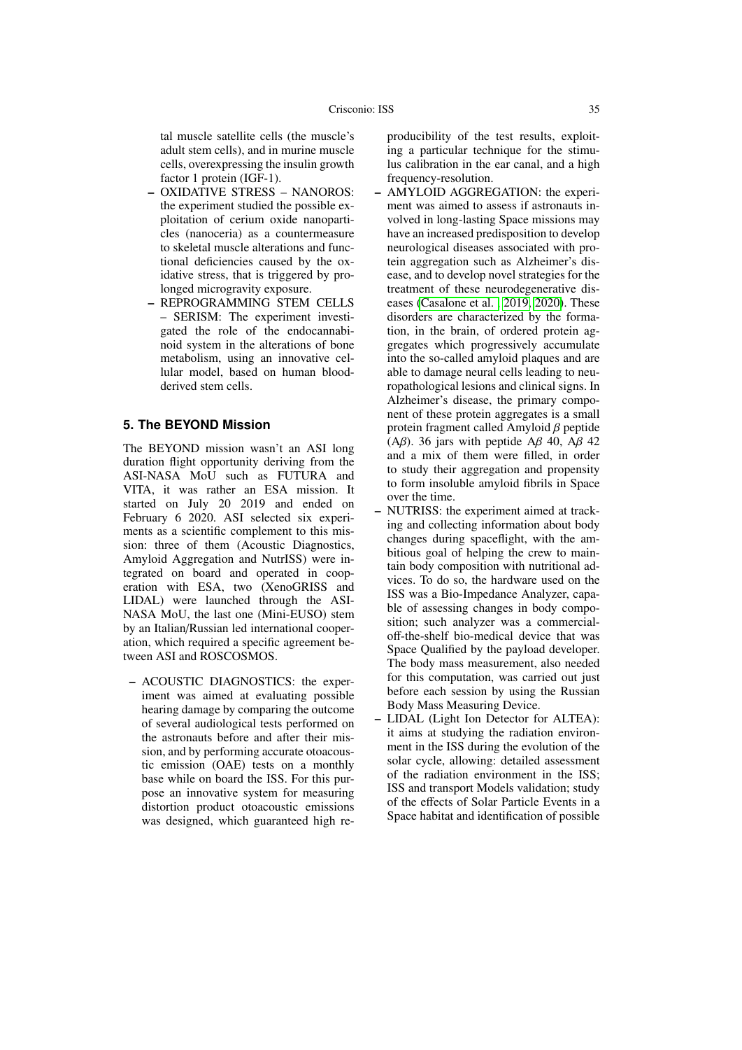tal muscle satellite cells (the muscle's adult stem cells), and in murine muscle cells, overexpressing the insulin growth factor 1 protein (IGF-1).

- OXIDATIVE STRESS – NANOROS: the experiment studied the possible exploitation of cerium oxide nanoparticles (nanoceria) as a countermeasure to skeletal muscle alterations and functional deficiencies caused by the oxidative stress, that is triggered by prolonged microgravity exposure.
- REPROGRAMMING STEM CELLS – SERISM: The experiment investigated the role of the endocannabinoid system in the alterations of bone metabolism, using an innovative cellular model, based on human blood-derived stem cells.

## 5. The BEYOND Mission

The BEYOND mission wasn't an ASI long duration flight opportunity deriving from the ASI-NASA MoU such as FUTURA and VITA, it was rather an ESA mission. It started on July 20 2019 and ended on February 6 2020. ASI selected six experiments as a scientific complement to this mission: three of them (Acoustic Diagnostics, Amyloid Aggregation and NutrISS) were integrated on board and operated in cooperation with ESA, two (XenoGRISS and LIDAL) were launched through the ASI-NASA MoU, the last one (Mini-EUSO) stem by an Italian/Russian led international cooperation, which required a specific agreement between ASI and ROSCOSMOS.

- ACOUSTIC DIAGNOSTICS: the experiment was aimed at evaluating possible hearing damage by comparing the outcome of several audiological tests performed on the astronauts before and after their mission, and by performing accurate otoacoustic emission (OAE) tests on a monthly base while on board the ISS. For this purpose an innovative system for measuring distortion product otoacoustic emissions was designed, which guaranteed high reproducibility of the test results, exploiting a particular technique for the stimulus calibration in the ear canal, and a high frequency-resolution.
- AMYLOID AGGREGATION: the experiment was aimed to assess if astronauts involved in long-lasting Space missions may have an increased predisposition to develop neurological diseases associated with protein aggregation such as Alzheimer's disease, and to develop novel strategies for the treatment of these neurodegenerative diseases (Casalone et al. 2019, 2020). These disorders are characterized by the formation, in the brain, of ordered protein aggregates which progressively accumulate into the so-called amyloid plaques and are able to damage neural cells leading to neuropathological lesions and clinical signs. In Alzheimer's disease, the primary component of these protein aggregates is a small protein fragment called Amyloid $\beta$ peptide (A$\beta$). 36 jars with peptide A$\beta$ 40, A$\beta$ 42 and a mix of them were filled, in order to study their aggregation and propensity to form insoluble amyloid fibrils in Space over the time.
- NUTRISS: the experiment aimed at tracking and collecting information about body changes during spaceflight, with the ambitious goal of helping the crew to maintain body composition with nutritional advices. To do so, the hardware used on the ISS was a Bio-Impedance Analyzer, capable of assessing changes in body composition; such analyzer was a commercial-off-the-shelf bio-medical device that was Space Qualified by the payload developer. The body mass measurement, also needed for this computation, was carried out just before each session by using the Russian Body Mass Measuring Device.
- LIDAL (Light Ion Detector for ALTEA): it aims at studying the radiation environment in the ISS during the evolution of the solar cycle, allowing: detailed assessment of the radiation environment in the ISS; ISS and transport Models validation; study of the effects of Solar Particle Events in a Space habitat and identification of possible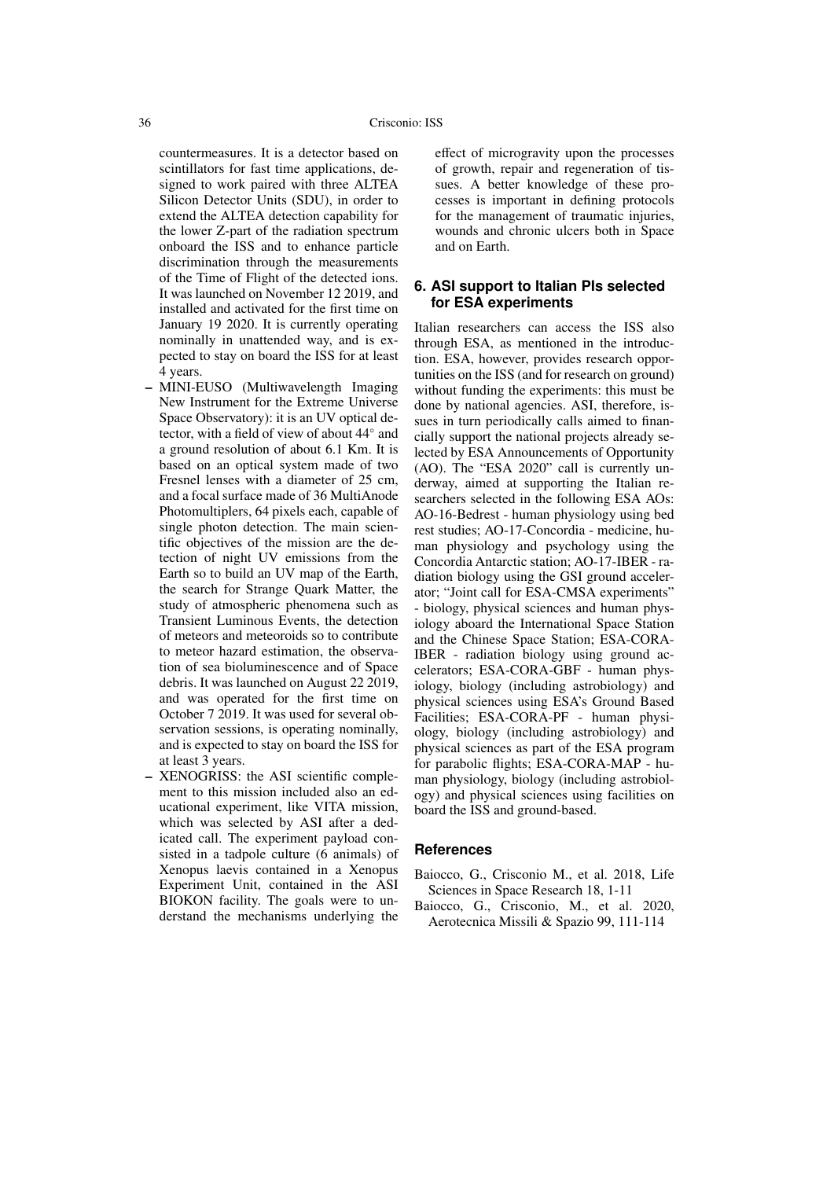countermeasures. It is a detector based on scintillators for fast time applications, designed to work paired with three ALTEA Silicon Detector Units (SDU), in order to extend the ALTEA detection capability for the lower Z-part of the radiation spectrum onboard the ISS and to enhance particle discrimination through the measurements of the Time of Flight of the detected ions. It was launched on November 12 2019, and installed and activated for the first time on January 19 2020. It is currently operating nominally in unattended way, and is expected to stay on board the ISS for at least 4 years.

- MINI-EUSO (Multiwavelength Imaging New Instrument for the Extreme Universe Space Observatory): it is an UV optical detector, with a field of view of about 44° and a ground resolution of about 6.1 Km. It is based on an optical system made of two Fresnel lenses with a diameter of 25 cm, and a focal surface made of 36 MultiAnode Photomultiplers, 64 pixels each, capable of single photon detection. The main scientific objectives of the mission are the detection of night UV emissions from the Earth so to build an UV map of the Earth, the search for Strange Quark Matter, the study of atmospheric phenomena such as Transient Luminous Events, the detection of meteors and meteoroids so to contribute to meteor hazard estimation, the observation of sea bioluminescence and of Space debris. It was launched on August 22 2019, and was operated for the first time on October 7 2019. It was used for several observation sessions, is operating nominally, and is expected to stay on board the ISS for at least 3 years.
- XENOGRISS: the ASI scientific complement to this mission included also an educational experiment, like VITA mission, which was selected by ASI after a dedicated call. The experiment payload consisted in a tadpole culture (6 animals) of Xenopus laevis contained in a Xenopus Experiment Unit, contained in the ASI BIOKON facility. The goals were to understand the mechanisms underlying the effect of microgravity upon the processes of growth, repair and regeneration of tissues. A better knowledge of these processes is important in defining protocols for the management of traumatic injuries, wounds and chronic ulcers both in Space and on Earth.

## 6. ASI support to Italian PIs selected for ESA experiments

Italian researchers can access the ISS also through ESA, as mentioned in the introduction. ESA, however, provides research opportunities on the ISS (and for research on ground) without funding the experiments: this must be done by national agencies. ASI, therefore, issues in turn periodically calls aimed to financially support the national projects already selected by ESA Announcements of Opportunity (AO). The "ESA 2020" call is currently underway, aimed at supporting the Italian researchers selected in the following ESA AOs: AO-16-Bedrest - human physiology using bed rest studies; AO-17-Concordia - medicine, human physiology and psychology using the Concordia Antarctic station; AO-17-IBER - radiation biology using the GSI ground accelerator; "Joint call for ESA-CMSA experiments" - biology, physical sciences and human physiology aboard the International Space Station and the Chinese Space Station; ESA-CORA-IBER - radiation biology using ground accelerators; ESA-CORA-GBF - human physiology, biology (including astrobiology) and physical sciences using ESA's Ground Based Facilities; ESA-CORA-PF - human physiology, biology (including astrobiology) and physical sciences as part of the ESA program for parabolic flights; ESA-CORA-MAP - human physiology, biology (including astrobiology) and physical sciences using facilities on board the ISS and ground-based.

## References

Baiocco, G., Crisconio M., et al. 2018, Life Sciences in Space Research 18, 1-11

Baiocco, G., Crisconio, M., et al. 2020, Aerotecnica Missili & Spazio 99, 111-114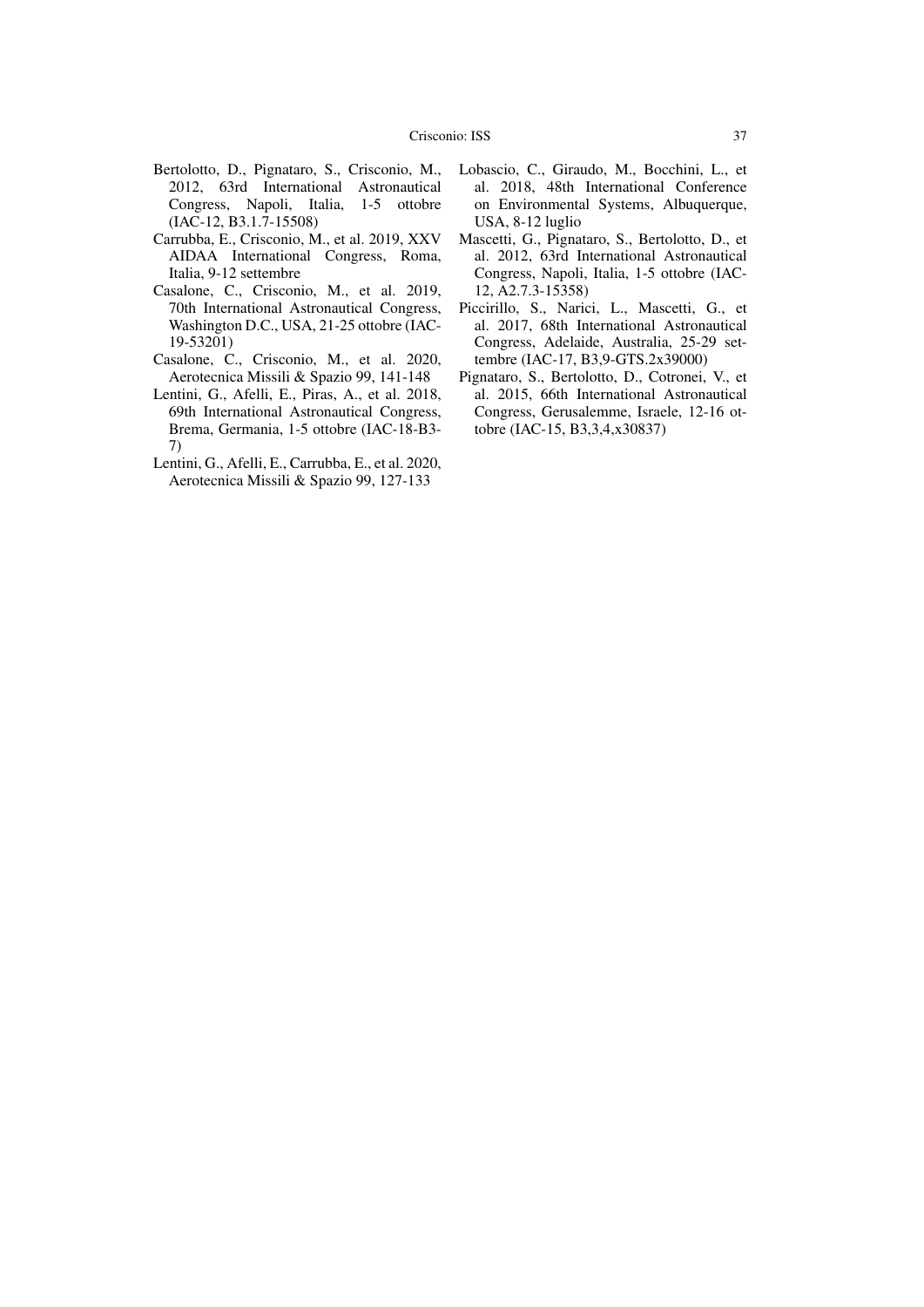Bertolotto, D., Pignataro, S., Crisconio, M., 2012, 63rd International Astronautical Congress, Napoli, Italia, 1-5 ottobre (IAC-12, B3.1.7-15508)

Carrubba, E., Crisconio, M., et al. 2019, XXV AIDAA International Congress, Roma, Italia, 9-12 settembre

Casalone, C., Crisconio, M., et al. 2019, 70th International Astronautical Congress, Washington D.C., USA, 21-25 ottobre (IAC-19-53201)

Casalone, C., Crisconio, M., et al. 2020, Aerotecnica Missili & Spazio 99, 141-148

Lentini, G., Afelli, E., Piras, A., et al. 2018, 69th International Astronautical Congress, Brema, Germania, 1-5 ottobre (IAC-18-B3-7)

Lentini, G., Afelli, E., Carrubba, E., et al. 2020, Aerotecnica Missili & Spazio 99, 127-133

Lobascio, C., Giraudo, M., Bocchini, L., et al. 2018, 48th International Conference on Environmental Systems, Albuquerque, USA, 8-12 luglio

Mascetti, G., Pignataro, S., Bertolotto, D., et al. 2012, 63rd International Astronautical Congress, Napoli, Italia, 1-5 ottobre (IAC-12, A2.7.3-15358)

Piccirillo, S., Narici, L., Mascetti, G., et al. 2017, 68th International Astronautical Congress, Adelaide, Australia, 25-29 settembre (IAC-17, B3,9-GTS.2x39000)

Pignataro, S., Bertolotto, D., Cotronei, V., et al. 2015, 66th International Astronautical Congress, Gerusalemme, Israele, 12-16 ottobre (IAC-15, B3,3,4,x30837)